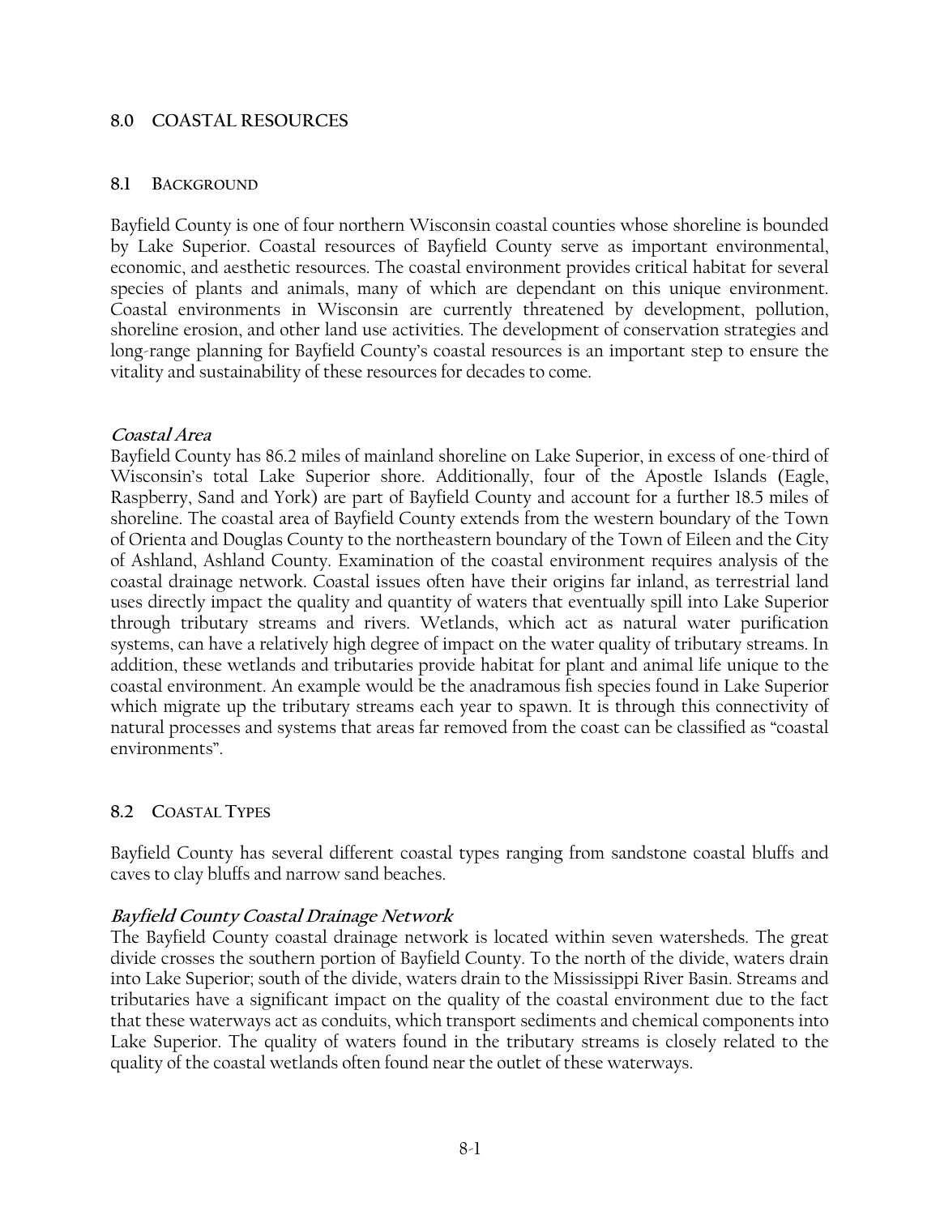## 8.0 COASTAL RESOURCES

### 8.1 BACKGROUND

Bayfield County is one of four northern Wisconsin coastal counties whose shoreline is bounded by Lake Superior. Coastal resources of Bayfield County serve as important environmental, economic, and aesthetic resources. The coastal environment provides critical habitat for several species of plants and animals, many of which are dependant on this unique environment. Coastal environments in Wisconsin are currently threatened by development, pollution, shoreline erosion, and other land use activities. The development of conservation strategies and long-range planning for Bayfield County's coastal resources is an important step to ensure the vitality and sustainability of these resources for decades to come.

***Coastal Area***

Bayfield County has 86.2 miles of mainland shoreline on Lake Superior, in excess of one-third of Wisconsin's total Lake Superior shore. Additionally, four of the Apostle Islands (Eagle, Raspberry, Sand and York) are part of Bayfield County and account for a further 18.5 miles of shoreline. The coastal area of Bayfield County extends from the western boundary of the Town of Orienta and Douglas County to the northeastern boundary of the Town of Eileen and the City of Ashland, Ashland County. Examination of the coastal environment requires analysis of the coastal drainage network. Coastal issues often have their origins far inland, as terrestrial land uses directly impact the quality and quantity of waters that eventually spill into Lake Superior through tributary streams and rivers. Wetlands, which act as natural water purification systems, can have a relatively high degree of impact on the water quality of tributary streams. In addition, these wetlands and tributaries provide habitat for plant and animal life unique to the coastal environment. An example would be the anadramous fish species found in Lake Superior which migrate up the tributary streams each year to spawn. It is through this connectivity of natural processes and systems that areas far removed from the coast can be classified as "coastal environments".

### 8.2 COASTAL TYPES

Bayfield County has several different coastal types ranging from sandstone coastal bluffs and caves to clay bluffs and narrow sand beaches.

***Bayfield County Coastal Drainage Network***

The Bayfield County coastal drainage network is located within seven watersheds. The great divide crosses the southern portion of Bayfield County. To the north of the divide, waters drain into Lake Superior; south of the divide, waters drain to the Mississippi River Basin. Streams and tributaries have a significant impact on the quality of the coastal environment due to the fact that these waterways act as conduits, which transport sediments and chemical components into Lake Superior. The quality of waters found in the tributary streams is closely related to the quality of the coastal wetlands often found near the outlet of these waterways.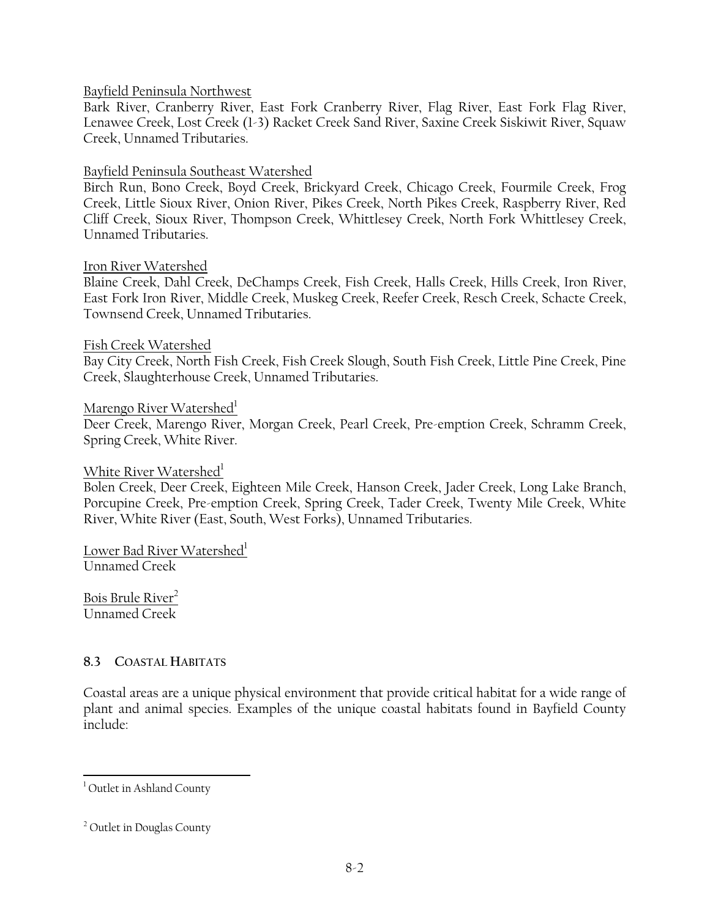Bayfield Peninsula Northwest

Bark River, Cranberry River, East Fork Cranberry River, Flag River, East Fork Flag River, Lenawee Creek, Lost Creek (1-3) Racket Creek Sand River, Saxine Creek Siskiwit River, Squaw Creek, Unnamed Tributaries.

Bayfield Peninsula Southeast Watershed

Birch Run, Bono Creek, Boyd Creek, Brickyard Creek, Chicago Creek, Fourmile Creek, Frog Creek, Little Sioux River, Onion River, Pikes Creek, North Pikes Creek, Raspberry River, Red Cliff Creek, Sioux River, Thompson Creek, Whittlesey Creek, North Fork Whittlesey Creek, Unnamed Tributaries.

Iron River Watershed

Blaine Creek, Dahl Creek, DeChamps Creek, Fish Creek, Halls Creek, Hills Creek, Iron River, East Fork Iron River, Middle Creek, Muskeg Creek, Reefer Creek, Resch Creek, Schacte Creek, Townsend Creek, Unnamed Tributaries.

Fish Creek Watershed

Bay City Creek, North Fish Creek, Fish Creek Slough, South Fish Creek, Little Pine Creek, Pine Creek, Slaughterhouse Creek, Unnamed Tributaries.

Marengo River Watershed[1]

Deer Creek, Marengo River, Morgan Creek, Pearl Creek, Pre-emption Creek, Schramm Creek, Spring Creek, White River.

White River Watershed[1]

Bolen Creek, Deer Creek, Eighteen Mile Creek, Hanson Creek, Jader Creek, Long Lake Branch, Porcupine Creek, Pre-emption Creek, Spring Creek, Tader Creek, Twenty Mile Creek, White River, White River (East, South, West Forks), Unnamed Tributaries.

Lower Bad River Watershed[1]

Unnamed Creek

Bois Brule River[2]

Unnamed Creek

## 8.3 COASTAL HABITATS

Coastal areas are a unique physical environment that provide critical habitat for a wide range of plant and animal species. Examples of the unique coastal habitats found in Bayfield County include:

[1] Outlet in Ashland County

[2] Outlet in Douglas County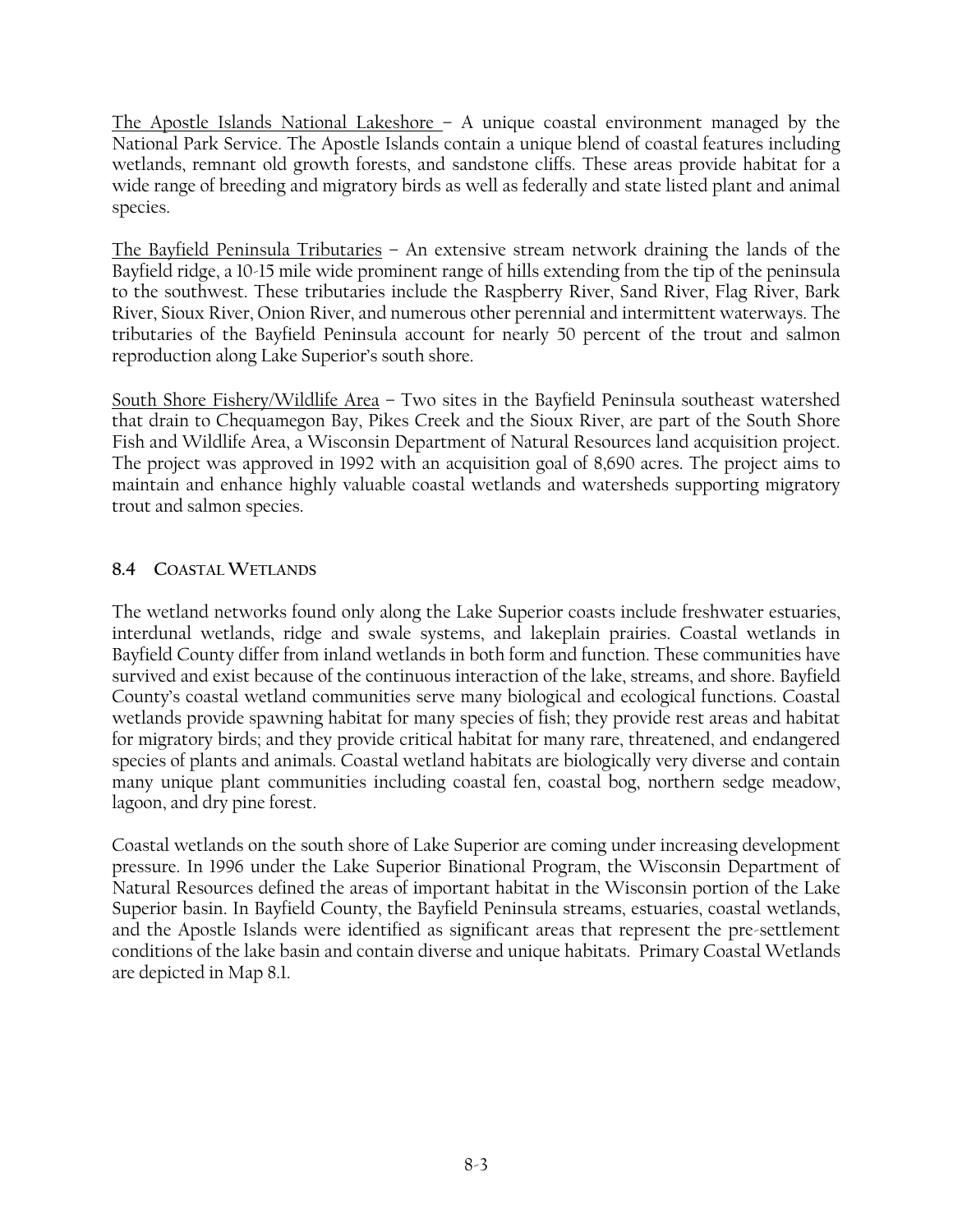The Apostle Islands National Lakeshore – A unique coastal environment managed by the National Park Service. The Apostle Islands contain a unique blend of coastal features including wetlands, remnant old growth forests, and sandstone cliffs. These areas provide habitat for a wide range of breeding and migratory birds as well as federally and state listed plant and animal species.

The Bayfield Peninsula Tributaries – An extensive stream network draining the lands of the Bayfield ridge, a 10-15 mile wide prominent range of hills extending from the tip of the peninsula to the southwest. These tributaries include the Raspberry River, Sand River, Flag River, Bark River, Sioux River, Onion River, and numerous other perennial and intermittent waterways. The tributaries of the Bayfield Peninsula account for nearly 50 percent of the trout and salmon reproduction along Lake Superior's south shore.

South Shore Fishery/Wildlife Area – Two sites in the Bayfield Peninsula southeast watershed that drain to Chequamegon Bay, Pikes Creek and the Sioux River, are part of the South Shore Fish and Wildlife Area, a Wisconsin Department of Natural Resources land acquisition project. The project was approved in 1992 with an acquisition goal of 8,690 acres. The project aims to maintain and enhance highly valuable coastal wetlands and watersheds supporting migratory trout and salmon species.

## 8.4 COASTAL WETLANDS

The wetland networks found only along the Lake Superior coasts include freshwater estuaries, interdunal wetlands, ridge and swale systems, and lakeplain prairies. Coastal wetlands in Bayfield County differ from inland wetlands in both form and function. These communities have survived and exist because of the continuous interaction of the lake, streams, and shore. Bayfield County's coastal wetland communities serve many biological and ecological functions. Coastal wetlands provide spawning habitat for many species of fish; they provide rest areas and habitat for migratory birds; and they provide critical habitat for many rare, threatened, and endangered species of plants and animals. Coastal wetland habitats are biologically very diverse and contain many unique plant communities including coastal fen, coastal bog, northern sedge meadow, lagoon, and dry pine forest.

Coastal wetlands on the south shore of Lake Superior are coming under increasing development pressure. In 1996 under the Lake Superior Binational Program, the Wisconsin Department of Natural Resources defined the areas of important habitat in the Wisconsin portion of the Lake Superior basin. In Bayfield County, the Bayfield Peninsula streams, estuaries, coastal wetlands, and the Apostle Islands were identified as significant areas that represent the pre-settlement conditions of the lake basin and contain diverse and unique habitats. Primary Coastal Wetlands are depicted in Map 8.1.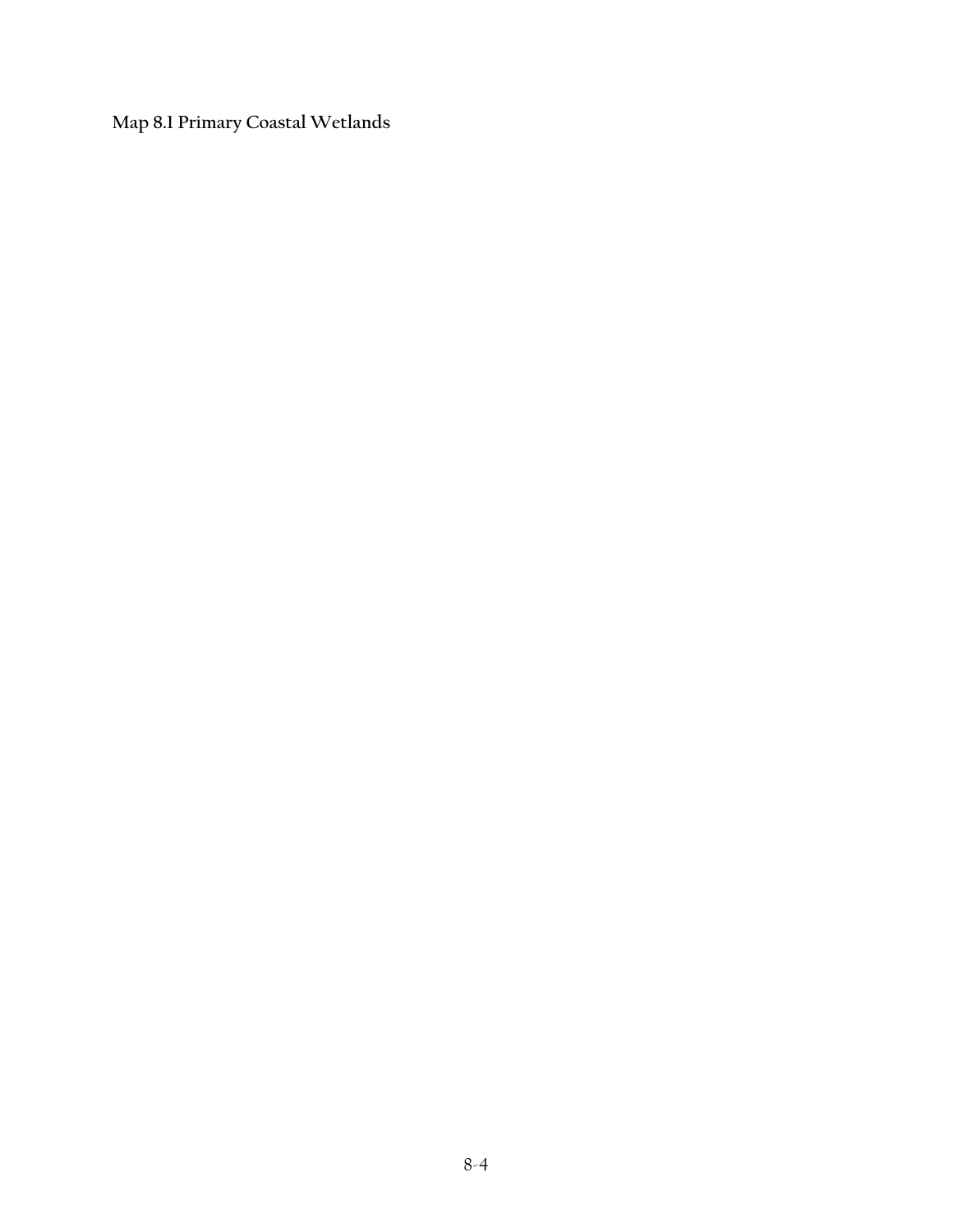**Map 8.1 Primary Coastal Wetlands**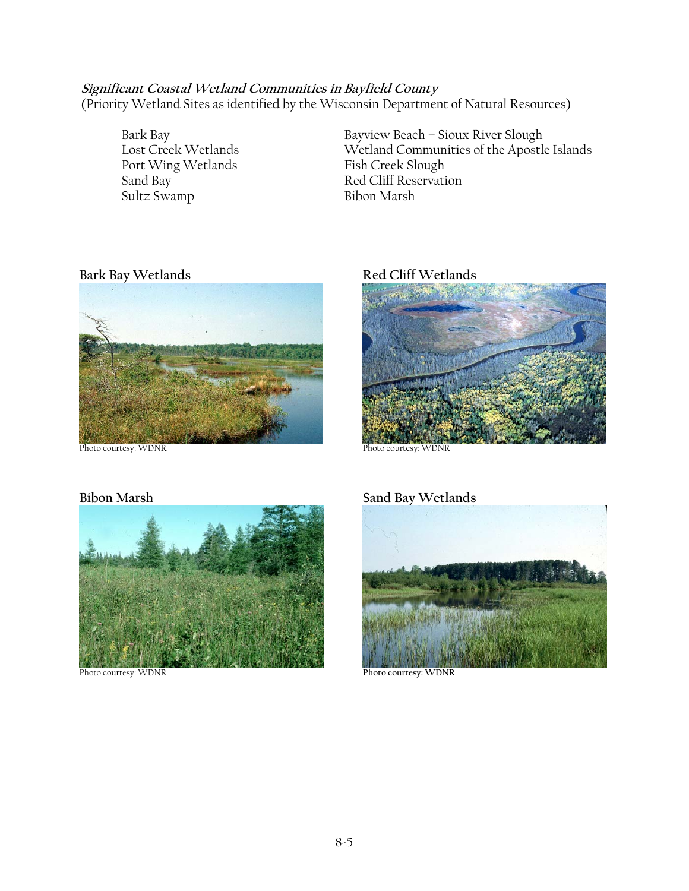***Significant Coastal Wetland Communities in Bayfield County***
(Priority Wetland Sites as identified by the Wisconsin Department of Natural Resources)

- Bark Bay
- Lost Creek Wetlands
- Port Wing Wetlands
- Sand Bay
- Sultz Swamp
- Bayview Beach – Sioux River Slough
- Wetland Communities of the Apostle Islands
- Fish Creek Slough
- Red Cliff Reservation
- Bibon Marsh

**Bark Bay Wetlands**

Photo courtesy: WDNR

**Red Cliff Wetlands**

Photo courtesy: WDNR

**Bibon Marsh**

Photo courtesy: WDNR

**Sand Bay Wetlands**

**Photo courtesy: WDNR**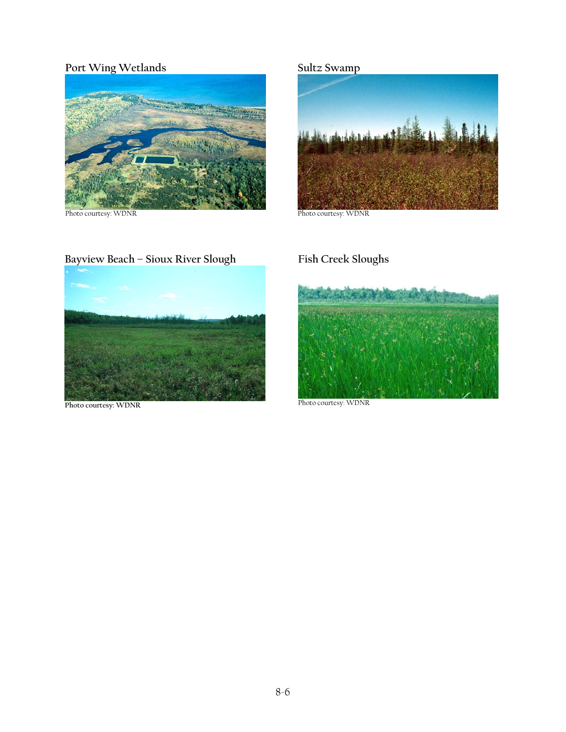Port Wing Wetlands

Photo courtesy: WDNR

Sultz Swamp

Photo courtesy: WDNR

Bayview Beach – Sioux River Slough

**Photo courtesy: WDNR**

Fish Creek Sloughs

Photo courtesy: WDNR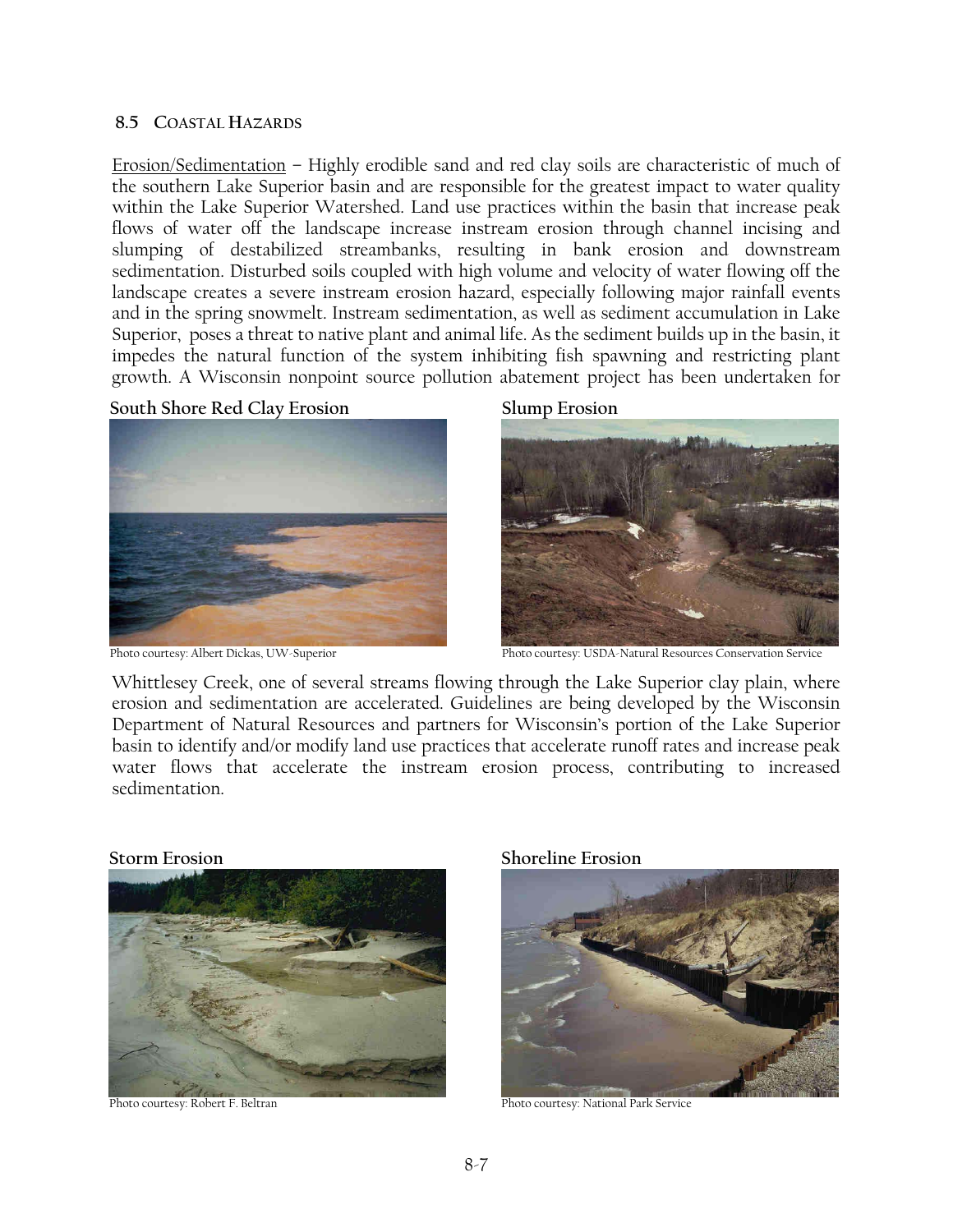### 8.5 COASTAL HAZARDS

Erosion/Sedimentation – Highly erodible sand and red clay soils are characteristic of much of the southern Lake Superior basin and are responsible for the greatest impact to water quality within the Lake Superior Watershed. Land use practices within the basin that increase peak flows of water off the landscape increase instream erosion through channel incising and slumping of destabilized streambanks, resulting in bank erosion and downstream sedimentation. Disturbed soils coupled with high volume and velocity of water flowing off the landscape creates a severe instream erosion hazard, especially following major rainfall events and in the spring snowmelt. Instream sedimentation, as well as sediment accumulation in Lake Superior, poses a threat to native plant and animal life. As the sediment builds up in the basin, it impedes the natural function of the system inhibiting fish spawning and restricting plant growth. A Wisconsin nonpoint source pollution abatement project has been undertaken for Whittlesey Creek, one of several streams flowing through the Lake Superior clay plain, where erosion and sedimentation are accelerated. Guidelines are being developed by the Wisconsin Department of Natural Resources and partners for Wisconsin's portion of the Lake Superior basin to identify and/or modify land use practices that accelerate runoff rates and increase peak water flows that accelerate the instream erosion process, contributing to increased sedimentation.

**South Shore Red Clay Erosion**

Photo courtesy: Albert Dickas, UW-Superior

**Slump Erosion**

Photo courtesy: USDA-Natural Resources Conservation Service

**Storm Erosion**

Photo courtesy: Robert F. Beltran

**Shoreline Erosion**

Photo courtesy: National Park Service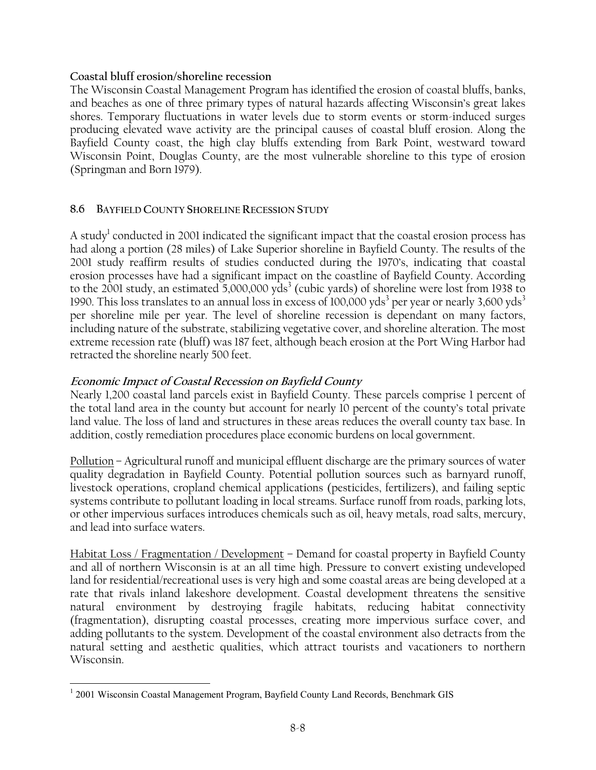**Coastal bluff erosion/shoreline recession**

The Wisconsin Coastal Management Program has identified the erosion of coastal bluffs, banks, and beaches as one of three primary types of natural hazards affecting Wisconsin's great lakes shores. Temporary fluctuations in water levels due to storm events or storm-induced surges producing elevated wave activity are the principal causes of coastal bluff erosion. Along the Bayfield County coast, the high clay bluffs extending from Bark Point, westward toward Wisconsin Point, Douglas County, are the most vulnerable shoreline to this type of erosion (Springman and Born 1979).

## 8.6 BAYFIELD COUNTY SHORELINE RECESSION STUDY

A study[1] conducted in 2001 indicated the significant impact that the coastal erosion process has had along a portion (28 miles) of Lake Superior shoreline in Bayfield County. The results of the 2001 study reaffirm results of studies conducted during the 1970's, indicating that coastal erosion processes have had a significant impact on the coastline of Bayfield County. According to the 2001 study, an estimated 5,000,000 $yds^3$ (cubic yards) of shoreline were lost from 1938 to 1990. This loss translates to an annual loss in excess of 100,000 $yds^3$ per year or nearly 3,600 $yds^3$ per shoreline mile per year. The level of shoreline recession is dependant on many factors, including nature of the substrate, stabilizing vegetative cover, and shoreline alteration. The most extreme recession rate (bluff) was 187 feet, although beach erosion at the Port Wing Harbor had retracted the shoreline nearly 500 feet.

### *Economic Impact of Coastal Recession on Bayfield County*

Nearly 1,200 coastal land parcels exist in Bayfield County. These parcels comprise 1 percent of the total land area in the county but account for nearly 10 percent of the county's total private land value. The loss of land and structures in these areas reduces the overall county tax base. In addition, costly remediation procedures place economic burdens on local government.

Pollution – Agricultural runoff and municipal effluent discharge are the primary sources of water quality degradation in Bayfield County. Potential pollution sources such as barnyard runoff, livestock operations, cropland chemical applications (pesticides, fertilizers), and failing septic systems contribute to pollutant loading in local streams. Surface runoff from roads, parking lots, or other impervious surfaces introduces chemicals such as oil, heavy metals, road salts, mercury, and lead into surface waters.

Habitat Loss / Fragmentation / Development – Demand for coastal property in Bayfield County and all of northern Wisconsin is at an all time high. Pressure to convert existing undeveloped land for residential/recreational uses is very high and some coastal areas are being developed at a rate that rivals inland lakeshore development. Coastal development threatens the sensitive natural environment by destroying fragile habitats, reducing habitat connectivity (fragmentation), disrupting coastal processes, creating more impervious surface cover, and adding pollutants to the system. Development of the coastal environment also detracts from the natural setting and aesthetic qualities, which attract tourists and vacationers to northern Wisconsin.

[1] 2001 Wisconsin Coastal Management Program, Bayfield County Land Records, Benchmark GIS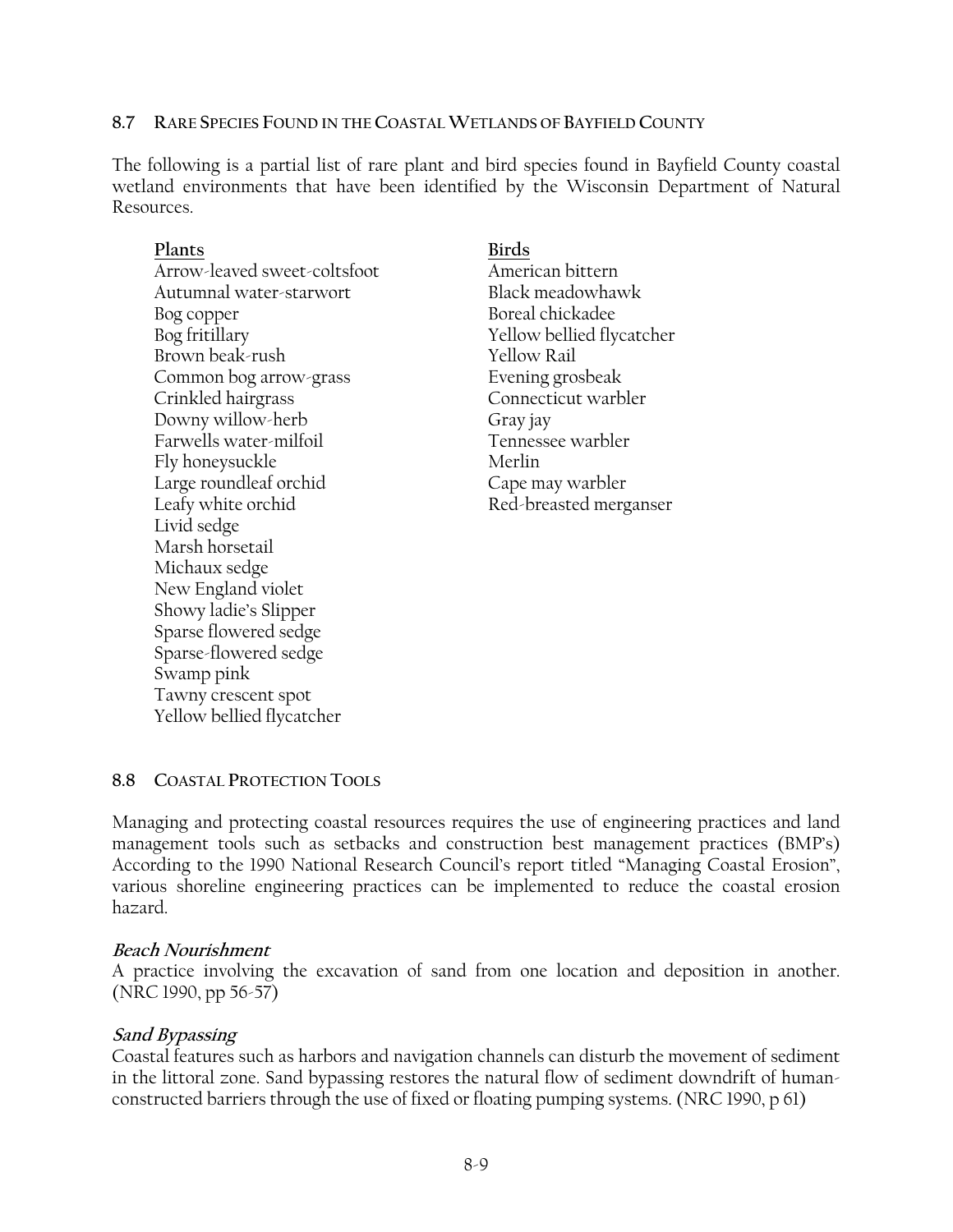## 8.7 Rare Species Found in the Coastal Wetlands of Bayfield County

The following is a partial list of rare plant and bird species found in Bayfield County coastal wetland environments that have been identified by the Wisconsin Department of Natural Resources.

| Plants | Birds |
|---|---|
| Arrow-leaved sweet-coltsfoot | American bittern |
| Autumnal water-starwort | Black meadowhawk |
| Bog copper | Boreal chickadee |
| Bog fritillary | Yellow bellied flycatcher |
| Brown beak-rush | Yellow Rail |
| Common bog arrow-grass | Evening grosbeak |
| Crinkled hairgrass | Connecticut warbler |
| Downy willow-herb | Gray jay |
| Farwells water-milfoil | Tennessee warbler |
| Fly honeysuckle | Merlin |
| Large roundleaf orchid | Cape may warbler |
| Leafy white orchid | Red-breasted merganser |
| Livid sedge | |
| Marsh horsetail | |
| Michaux sedge | |
| New England violet | |
| Showy ladie's Slipper | |
| Sparse flowered sedge | |
| Sparse-flowered sedge | |
| Swamp pink | |
| Tawny crescent spot | |
| Yellow bellied flycatcher | |

## 8.8 Coastal Protection Tools

Managing and protecting coastal resources requires the use of engineering practices and land management tools such as setbacks and construction best management practices (BMP's) According to the 1990 National Research Council's report titled "Managing Coastal Erosion", various shoreline engineering practices can be implemented to reduce the coastal erosion hazard.

***Beach Nourishment***

A practice involving the excavation of sand from one location and deposition in another. (NRC 1990, pp 56-57)

***Sand Bypassing***

Coastal features such as harbors and navigation channels can disturb the movement of sediment in the littoral zone. Sand bypassing restores the natural flow of sediment downdrift of human-constructed barriers through the use of fixed or floating pumping systems. (NRC 1990, p 61)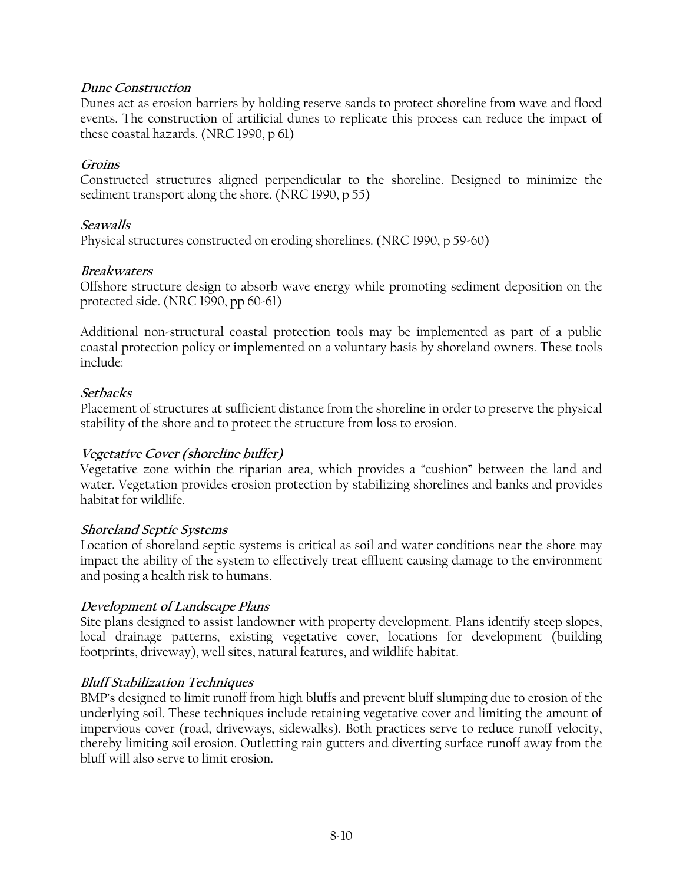***Dune Construction***
Dunes act as erosion barriers by holding reserve sands to protect shoreline from wave and flood events. The construction of artificial dunes to replicate this process can reduce the impact of these coastal hazards. (NRC 1990, p 61)

***Groins***
Constructed structures aligned perpendicular to the shoreline. Designed to minimize the sediment transport along the shore. (NRC 1990, p 55)

***Seawalls***
Physical structures constructed on eroding shorelines. (NRC 1990, p 59-60)

***Breakwaters***
Offshore structure design to absorb wave energy while promoting sediment deposition on the protected side. (NRC 1990, pp 60-61)

Additional non-structural coastal protection tools may be implemented as part of a public coastal protection policy or implemented on a voluntary basis by shoreland owners. These tools include:

***Setbacks***
Placement of structures at sufficient distance from the shoreline in order to preserve the physical stability of the shore and to protect the structure from loss to erosion.

***Vegetative Cover (shoreline buffer)***
Vegetative zone within the riparian area, which provides a "cushion" between the land and water. Vegetation provides erosion protection by stabilizing shorelines and banks and provides habitat for wildlife.

***Shoreland Septic Systems***
Location of shoreland septic systems is critical as soil and water conditions near the shore may impact the ability of the system to effectively treat effluent causing damage to the environment and posing a health risk to humans.

***Development of Landscape Plans***
Site plans designed to assist landowner with property development. Plans identify steep slopes, local drainage patterns, existing vegetative cover, locations for development (building footprints, driveway), well sites, natural features, and wildlife habitat.

***Bluff Stabilization Techniques***
BMP's designed to limit runoff from high bluffs and prevent bluff slumping due to erosion of the underlying soil. These techniques include retaining vegetative cover and limiting the amount of impervious cover (road, driveways, sidewalks). Both practices serve to reduce runoff velocity, thereby limiting soil erosion. Outletting rain gutters and diverting surface runoff away from the bluff will also serve to limit erosion.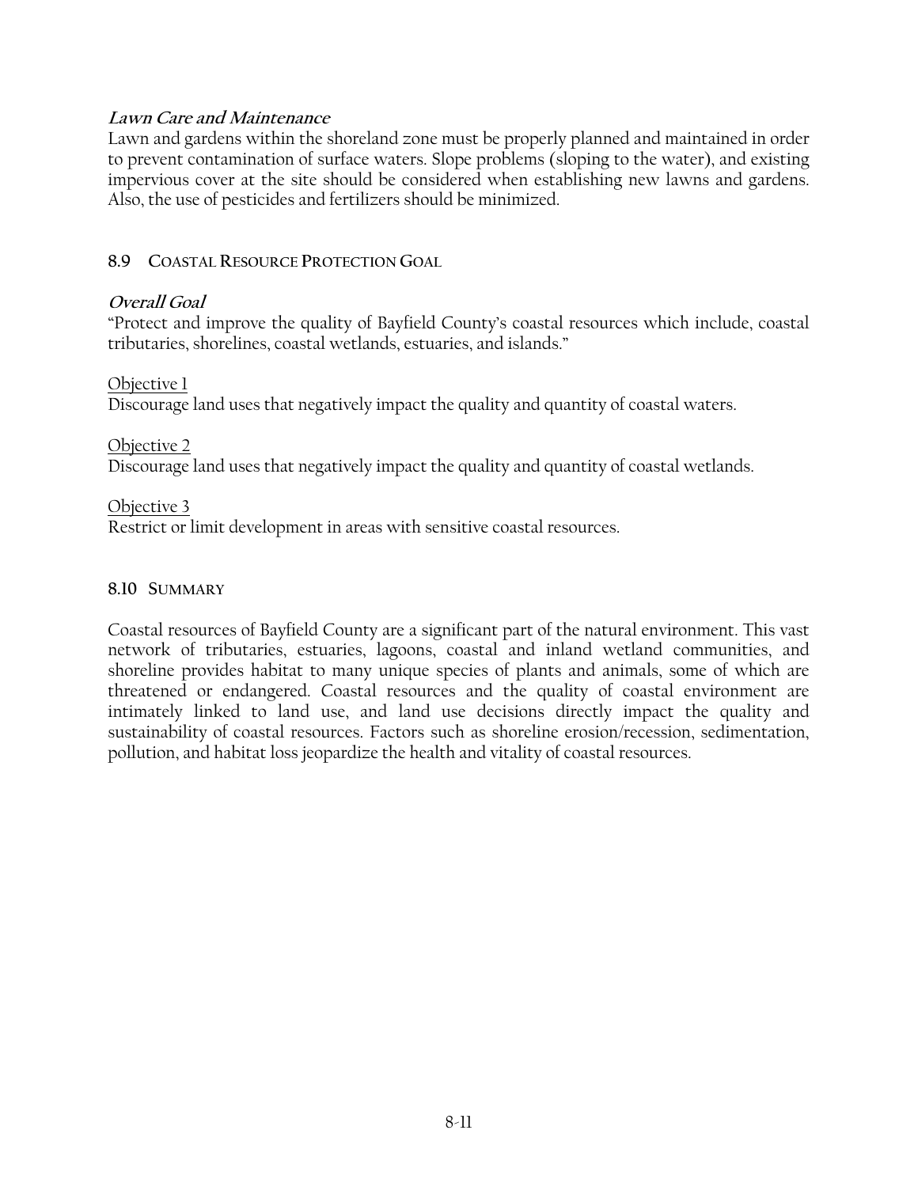***Lawn Care and Maintenance***

Lawn and gardens within the shoreland zone must be properly planned and maintained in order to prevent contamination of surface waters. Slope problems (sloping to the water), and existing impervious cover at the site should be considered when establishing new lawns and gardens. Also, the use of pesticides and fertilizers should be minimized.

## 8.9 COASTAL RESOURCE PROTECTION GOAL

***Overall Goal***

"Protect and improve the quality of Bayfield County's coastal resources which include, coastal tributaries, shorelines, coastal wetlands, estuaries, and islands."

Objective 1

Discourage land uses that negatively impact the quality and quantity of coastal waters.

Objective 2

Discourage land uses that negatively impact the quality and quantity of coastal wetlands.

Objective 3

Restrict or limit development in areas with sensitive coastal resources.

## 8.10 SUMMARY

Coastal resources of Bayfield County are a significant part of the natural environment. This vast network of tributaries, estuaries, lagoons, coastal and inland wetland communities, and shoreline provides habitat to many unique species of plants and animals, some of which are threatened or endangered. Coastal resources and the quality of coastal environment are intimately linked to land use, and land use decisions directly impact the quality and sustainability of coastal resources. Factors such as shoreline erosion/recession, sedimentation, pollution, and habitat loss jeopardize the health and vitality of coastal resources.